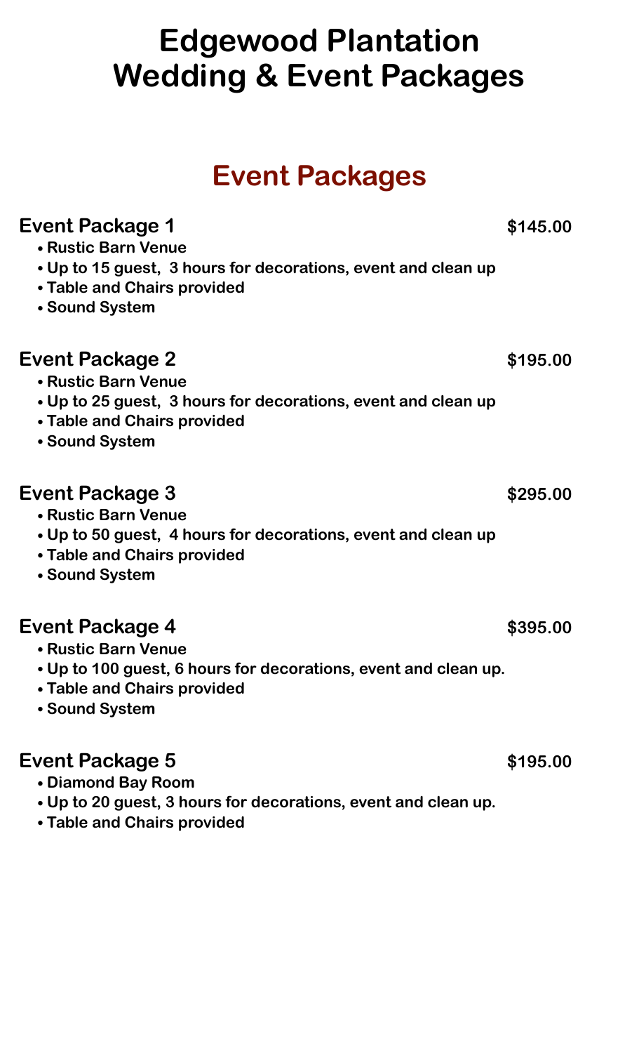# Edgewood Plantation Wedding & Event Packages

## Event Packages

### Event Package 1 — $145.00

- Rustic Barn Venue
- Up to 15 guest, 3 hours for decorations, event and clean up
- Table and Chairs provided
- Sound System

### Event Package 2 — $195.00

- Rustic Barn Venue
- Up to 25 guest, 3 hours for decorations, event and clean up
- Table and Chairs provided
- Sound System

### Event Package 3 — $295.00

- Rustic Barn Venue
- Up to 50 guest, 4 hours for decorations, event and clean up
- Table and Chairs provided
- Sound System

### Event Package 4 — $395.00

- Rustic Barn Venue
- Up to 100 guest, 6 hours for decorations, event and clean up.
- Table and Chairs provided
- Sound System

### Event Package 5 — $195.00

- Diamond Bay Room
- Up to 20 guest, 3 hours for decorations, event and clean up.
- Table and Chairs provided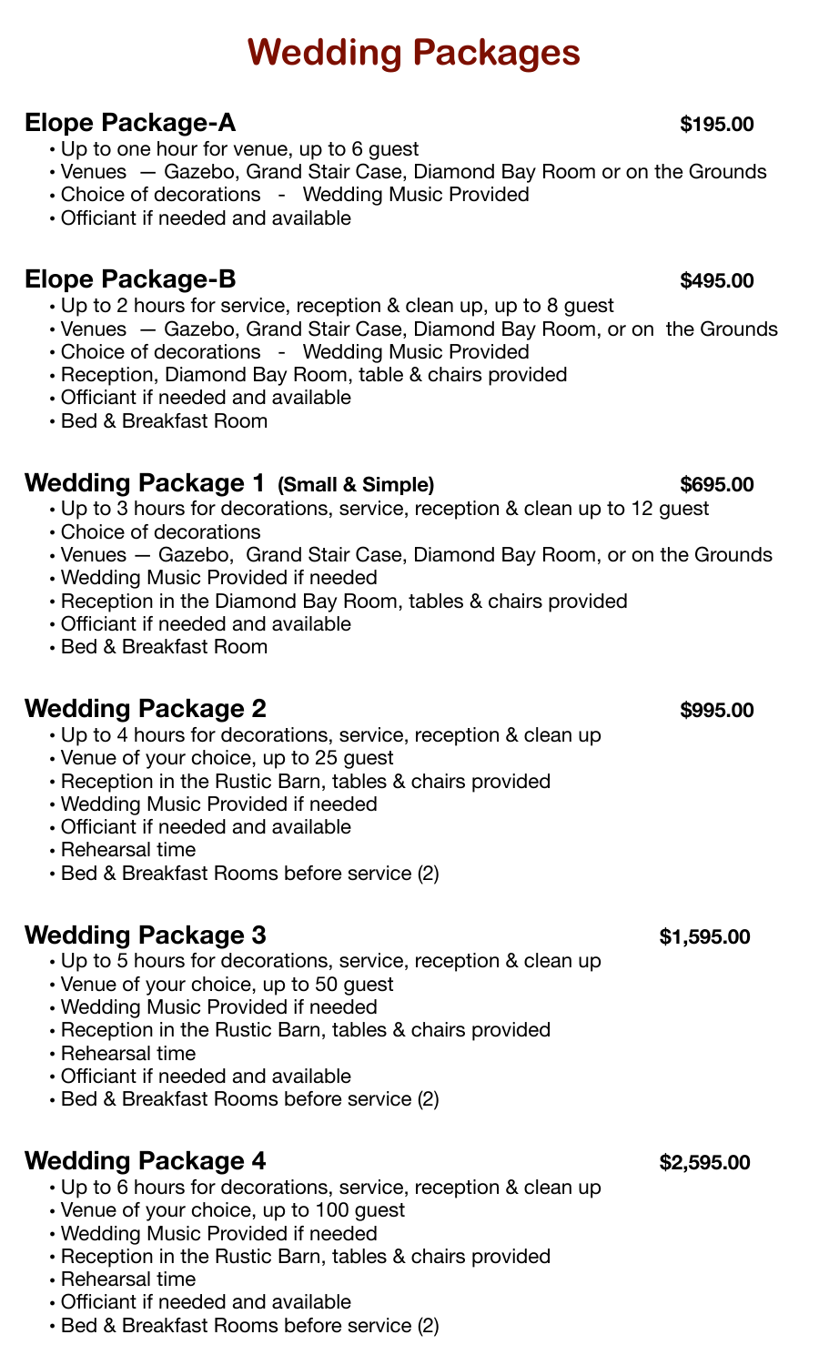# Wedding Packages

## Elope Package-A $195.00

- Up to one hour for venue, up to 6 guest
- Venues — Gazebo, Grand Stair Case, Diamond Bay Room or on the Grounds
- Choice of decorations - Wedding Music Provided
- Officiant if needed and available

## Elope Package-B $495.00

- Up to 2 hours for service, reception & clean up, up to 8 guest
- Venues — Gazebo, Grand Stair Case, Diamond Bay Room, or on the Grounds
- Choice of decorations - Wedding Music Provided
- Reception, Diamond Bay Room, table & chairs provided
- Officiant if needed and available
- Bed & Breakfast Room

## Wedding Package 1 (Small & Simple) $695.00

- Up to 3 hours for decorations, service, reception & clean up to 12 guest
- Choice of decorations
- Venues — Gazebo, Grand Stair Case, Diamond Bay Room, or on the Grounds
- Wedding Music Provided if needed
- Reception in the Diamond Bay Room, tables & chairs provided
- Officiant if needed and available
- Bed & Breakfast Room

## Wedding Package 2 $995.00

- Up to 4 hours for decorations, service, reception & clean up
- Venue of your choice, up to 25 guest
- Reception in the Rustic Barn, tables & chairs provided
- Wedding Music Provided if needed
- Officiant if needed and available
- Rehearsal time
- Bed & Breakfast Rooms before service (2)

## Wedding Package 3 $1,595.00

- Up to 5 hours for decorations, service, reception & clean up
- Venue of your choice, up to 50 guest
- Wedding Music Provided if needed
- Reception in the Rustic Barn, tables & chairs provided
- Rehearsal time
- Officiant if needed and available
- Bed & Breakfast Rooms before service (2)

## Wedding Package 4 $2,595.00

- Up to 6 hours for decorations, service, reception & clean up
- Venue of your choice, up to 100 guest
- Wedding Music Provided if needed
- Reception in the Rustic Barn, tables & chairs provided
- Rehearsal time
- Officiant if needed and available
- Bed & Breakfast Rooms before service (2)